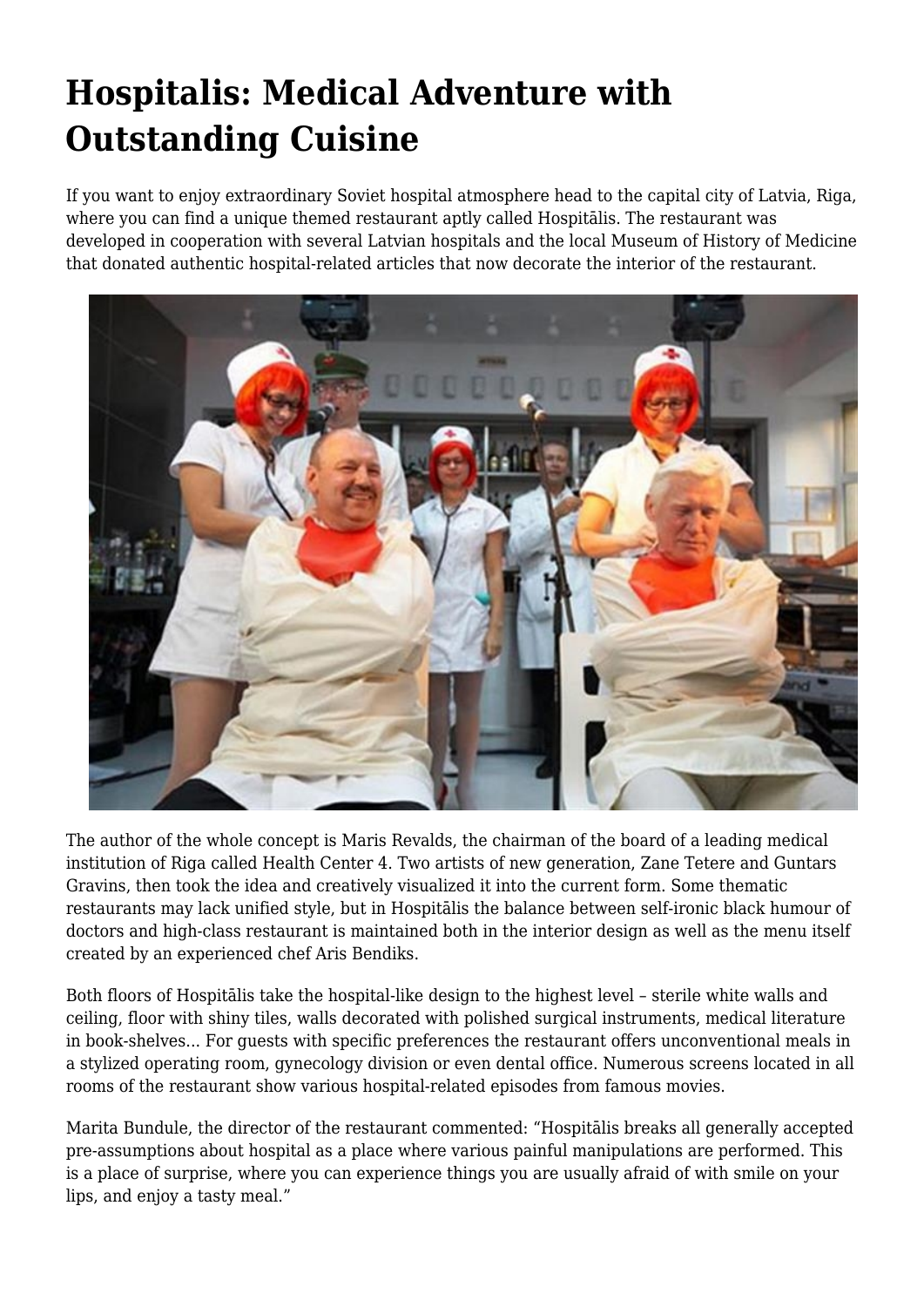# Hospitalis: Medical Adventure with Outstanding Cuisine

If you want to enjoy extraordinary Soviet hospital atmosphere head to the capital city of Latvia, Riga, where you can find a unique themed restaurant aptly called Hospitālis. The restaurant was developed in cooperation with several Latvian hospitals and the local Museum of History of Medicine that donated authentic hospital-related articles that now decorate the interior of the restaurant.

The author of the whole concept is Maris Revalds, the chairman of the board of a leading medical institution of Riga called Health Center 4. Two artists of new generation, Zane Tetere and Guntars Gravins, then took the idea and creatively visualized it into the current form. Some thematic restaurants may lack unified style, but in Hospitālis the balance between self-ironic black humour of doctors and high-class restaurant is maintained both in the interior design as well as the menu itself created by an experienced chef Aris Bendiks.

Both floors of Hospitālis take the hospital-like design to the highest level – sterile white walls and ceiling, floor with shiny tiles, walls decorated with polished surgical instruments, medical literature in book-shelves... For guests with specific preferences the restaurant offers unconventional meals in a stylized operating room, gynecology division or even dental office. Numerous screens located in all rooms of the restaurant show various hospital-related episodes from famous movies.

Marita Bundule, the director of the restaurant commented: "Hospitālis breaks all generally accepted pre-assumptions about hospital as a place where various painful manipulations are performed. This is a place of surprise, where you can experience things you are usually afraid of with smile on your lips, and enjoy a tasty meal."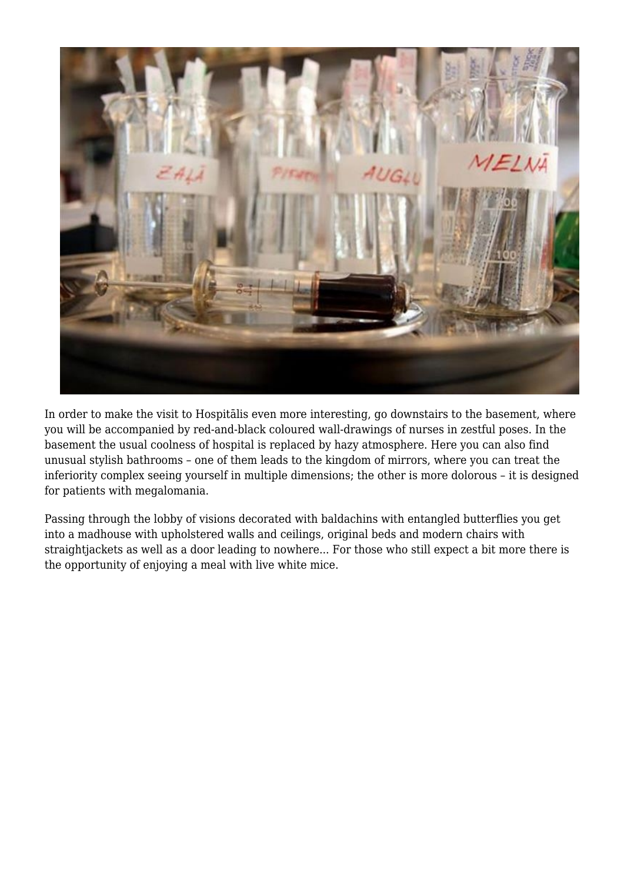In order to make the visit to Hospitālis even more interesting, go downstairs to the basement, where you will be accompanied by red-and-black coloured wall-drawings of nurses in zestful poses. In the basement the usual coolness of hospital is replaced by hazy atmosphere. Here you can also find unusual stylish bathrooms – one of them leads to the kingdom of mirrors, where you can treat the inferiority complex seeing yourself in multiple dimensions; the other is more dolorous – it is designed for patients with megalomania.

Passing through the lobby of visions decorated with baldachins with entangled butterflies you get into a madhouse with upholstered walls and ceilings, original beds and modern chairs with straightjackets as well as a door leading to nowhere... For those who still expect a bit more there is the opportunity of enjoying a meal with live white mice.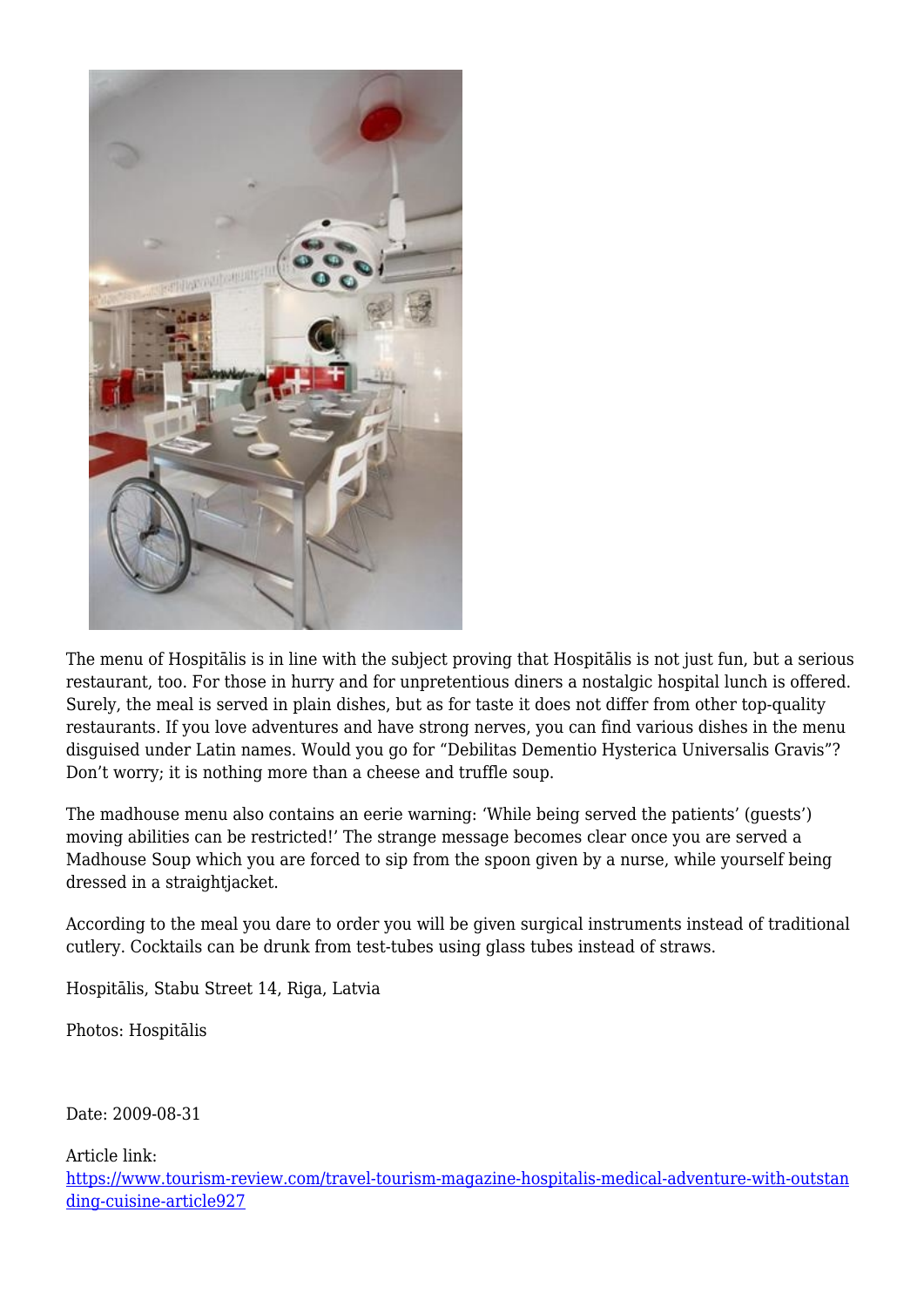The menu of Hospitālis is in line with the subject proving that Hospitālis is not just fun, but a serious restaurant, too. For those in hurry and for unpretentious diners a nostalgic hospital lunch is offered. Surely, the meal is served in plain dishes, but as for taste it does not differ from other top-quality restaurants. If you love adventures and have strong nerves, you can find various dishes in the menu disguised under Latin names. Would you go for “Debilitas Dementio Hysterica Universalis Gravis”? Don’t worry; it is nothing more than a cheese and truffle soup.

The madhouse menu also contains an eerie warning: ‘While being served the patients’ (guests’) moving abilities can be restricted!’ The strange message becomes clear once you are served a Madhouse Soup which you are forced to sip from the spoon given by a nurse, while yourself being dressed in a straightjacket.

According to the meal you dare to order you will be given surgical instruments instead of traditional cutlery. Cocktails can be drunk from test-tubes using glass tubes instead of straws.

Hospitālis, Stabu Street 14, Riga, Latvia

Photos: Hospitālis

Date: 2009-08-31

Article link:
https://www.tourism-review.com/travel-tourism-magazine-hospitalis-medical-adventure-with-outstanding-cuisine-article927